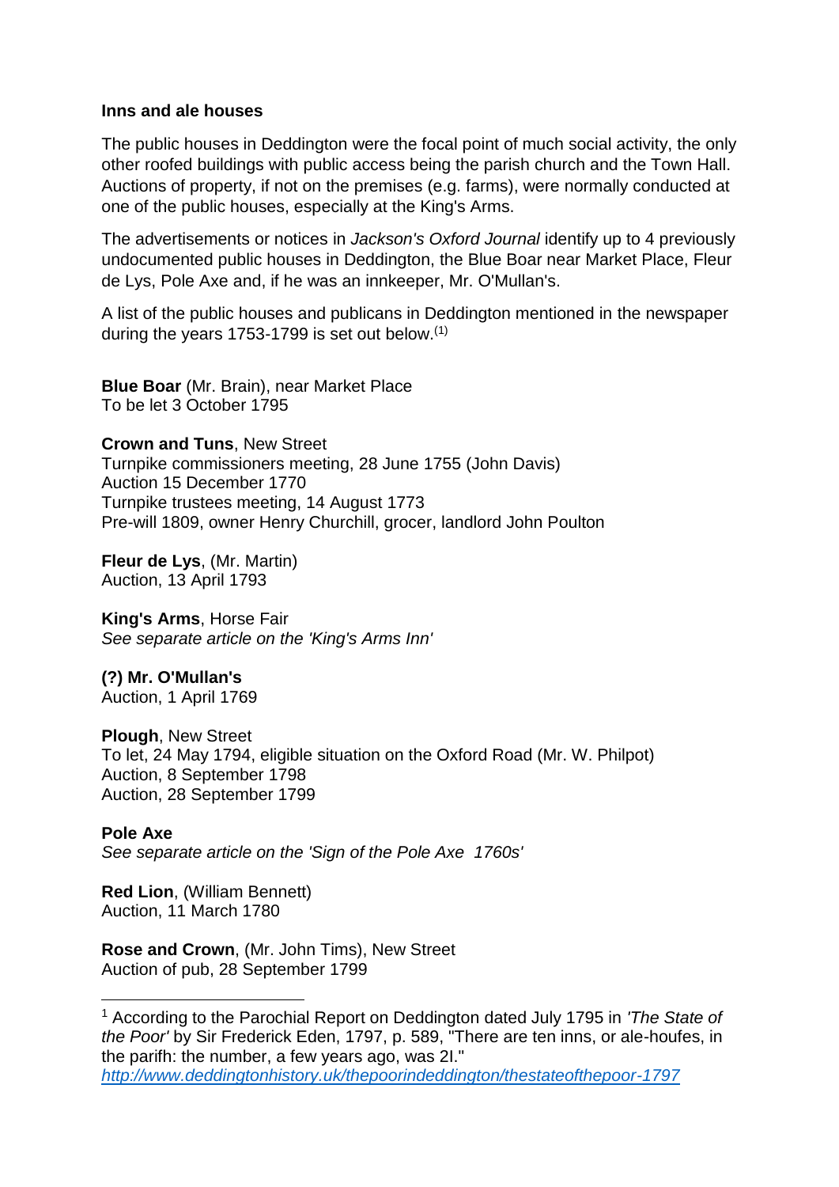**Inns and ale houses**

The public houses in Deddington were the focal point of much social activity, the only other roofed buildings with public access being the parish church and the Town Hall. Auctions of property, if not on the premises (e.g. farms), were normally conducted at one of the public houses, especially at the King's Arms.

The advertisements or notices in *Jackson's Oxford Journal* identify up to 4 previously undocumented public houses in Deddington, the Blue Boar near Market Place, Fleur de Lys, Pole Axe and, if he was an innkeeper, Mr. O'Mullan's.

A list of the public houses and publicans in Deddington mentioned in the newspaper during the years 1753-1799 is set out below.[1]

**Blue Boar** (Mr. Brain), near Market Place
To be let 3 October 1795

**Crown and Tuns**, New Street
Turnpike commissioners meeting, 28 June 1755 (John Davis)
Auction 15 December 1770
Turnpike trustees meeting, 14 August 1773
Pre-will 1809, owner Henry Churchill, grocer, landlord John Poulton

**Fleur de Lys**, (Mr. Martin)
Auction, 13 April 1793

**King's Arms**, Horse Fair
*See separate article on the 'King's Arms Inn'*

**(?) Mr. O'Mullan's**
Auction, 1 April 1769

**Plough**, New Street
To let, 24 May 1794, eligible situation on the Oxford Road (Mr. W. Philpot)
Auction, 8 September 1798
Auction, 28 September 1799

**Pole Axe**
*See separate article on the 'Sign of the Pole Axe 1760s'*

**Red Lion**, (William Bennett)
Auction, 11 March 1780

**Rose and Crown**, (Mr. John Tims), New Street
Auction of pub, 28 September 1799

---

[1] According to the Parochial Report on Deddington dated July 1795 in *'The State of the Poor'* by Sir Frederick Eden, 1797, p. 589, "There are ten inns, or ale-houfes, in the parifh: the number, a few years ago, was 2I."
*http://www.deddingtonhistory.uk/thepoorindeddington/thestateofthepoor-1797*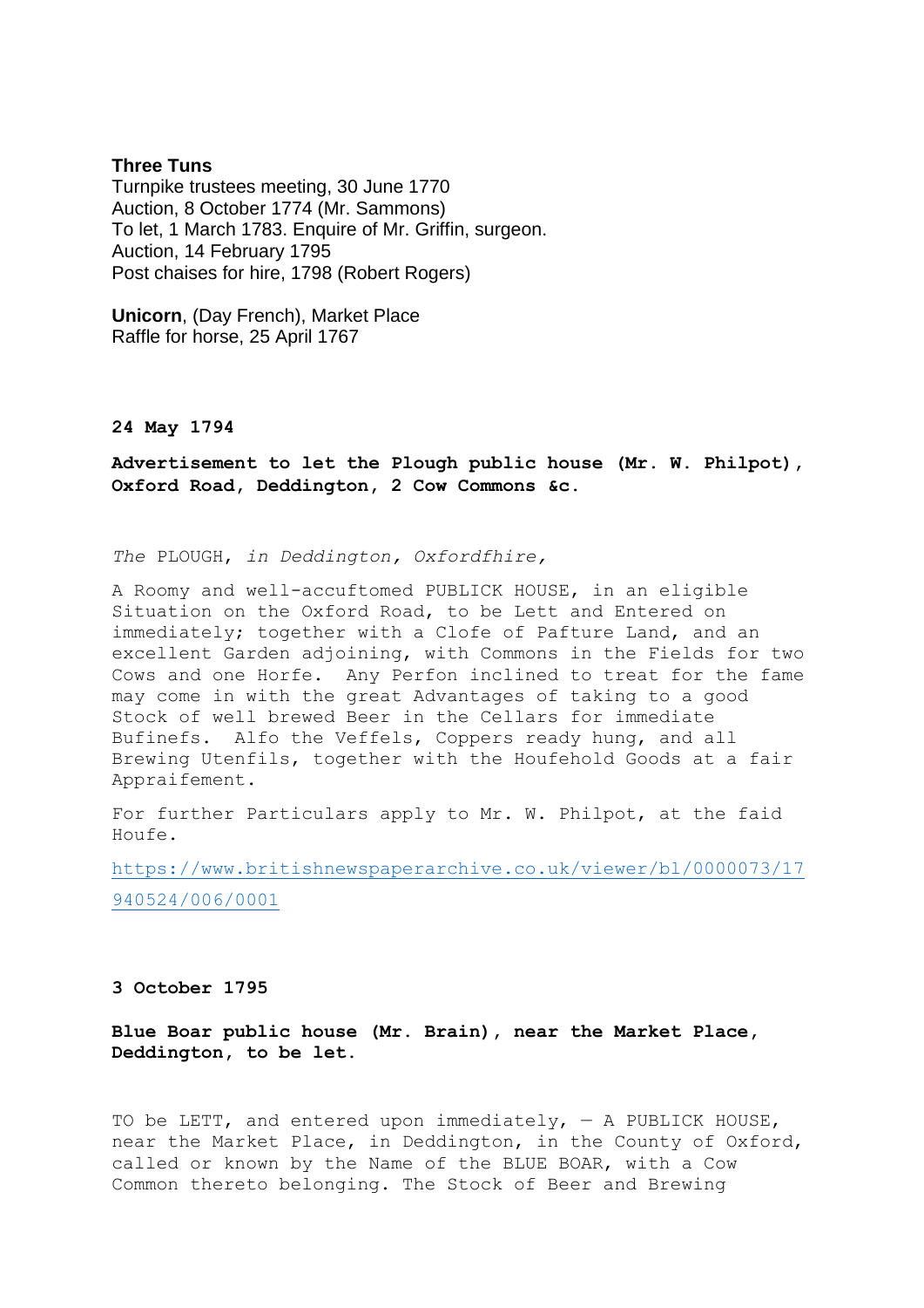**Three Tuns**
Turnpike trustees meeting, 30 June 1770
Auction, 8 October 1774 (Mr. Sammons)
To let, 1 March 1783. Enquire of Mr. Griffin, surgeon.
Auction, 14 February 1795
Post chaises for hire, 1798 (Robert Rogers)

**Unicorn**, (Day French), Market Place
Raffle for horse, 25 April 1767

**24 May 1794**

**Advertisement to let the Plough public house (Mr. W. Philpot), Oxford Road, Deddington, 2 Cow Commons &c.**

*The* PLOUGH, *in Deddington, Oxfordfhire,*

A Roomy and well-accuftomed PUBLICK HOUSE, in an eligible Situation on the Oxford Road, to be Lett and Entered on immediately; together with a Clofe of Pafture Land, and an excellent Garden adjoining, with Commons in the Fields for two Cows and one Horfe. Any Perfon inclined to treat for the fame may come in with the great Advantages of taking to a good Stock of well brewed Beer in the Cellars for immediate Bufinefs. Alfo the Veffels, Coppers ready hung, and all Brewing Utenfils, together with the Houfehold Goods at a fair Appraifement.

For further Particulars apply to Mr. W. Philpot, at the faid Houfe.

https://www.britishnewspaperarchive.co.uk/viewer/bl/0000073/17940524/006/0001

**3 October 1795**

**Blue Boar public house (Mr. Brain), near the Market Place, Deddington, to be let.**

TO be LETT, and entered upon immediately, — A PUBLICK HOUSE, near the Market Place, in Deddington, in the County of Oxford, called or known by the Name of the BLUE BOAR, with a Cow Common thereto belonging. The Stock of Beer and Brewing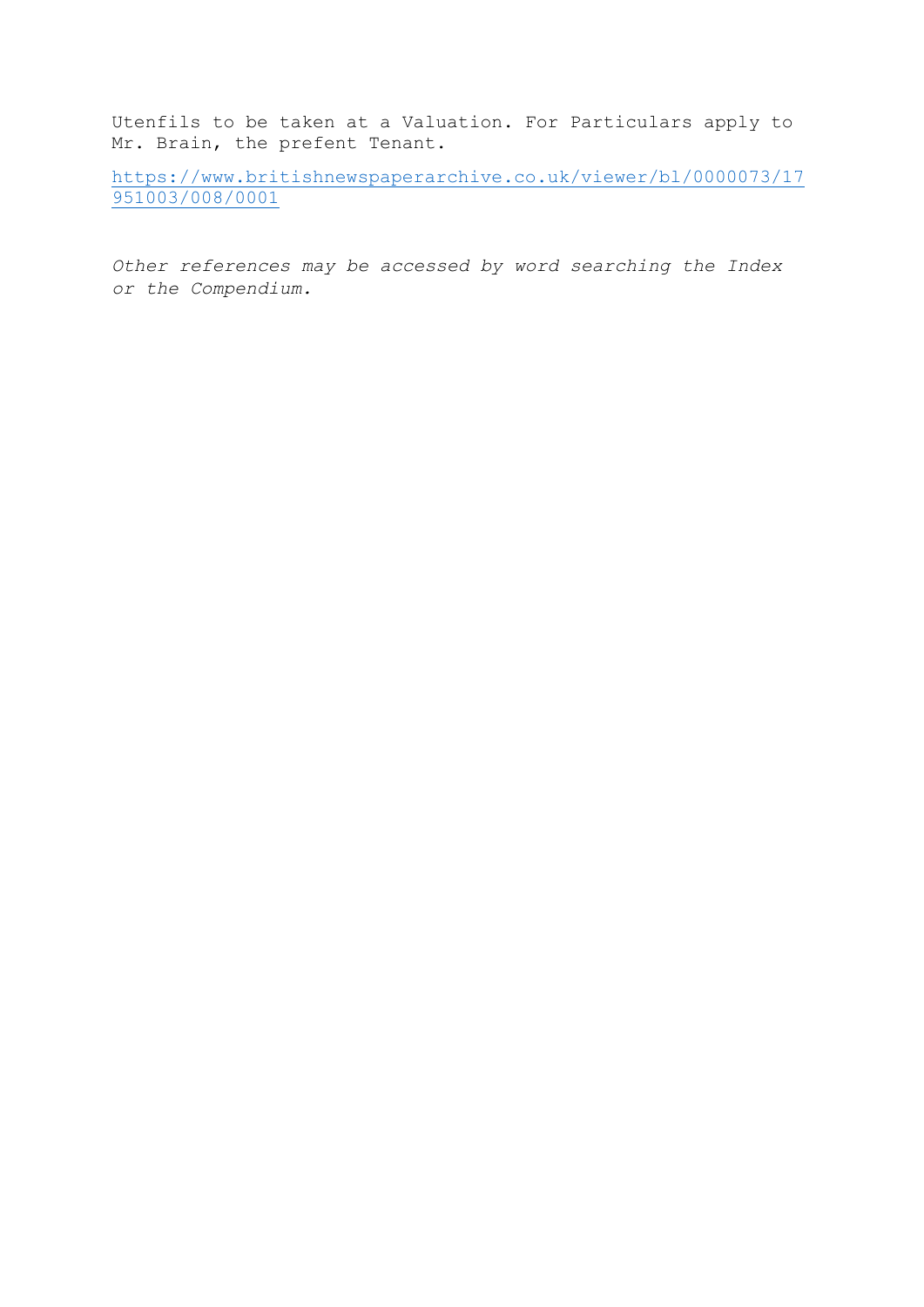Utenfils to be taken at a Valuation. For Particulars apply to Mr. Brain, the prefent Tenant.

https://www.britishnewspaperarchive.co.uk/viewer/bl/0000073/17951003/008/0001

*Other references may be accessed by word searching the Index or the Compendium.*